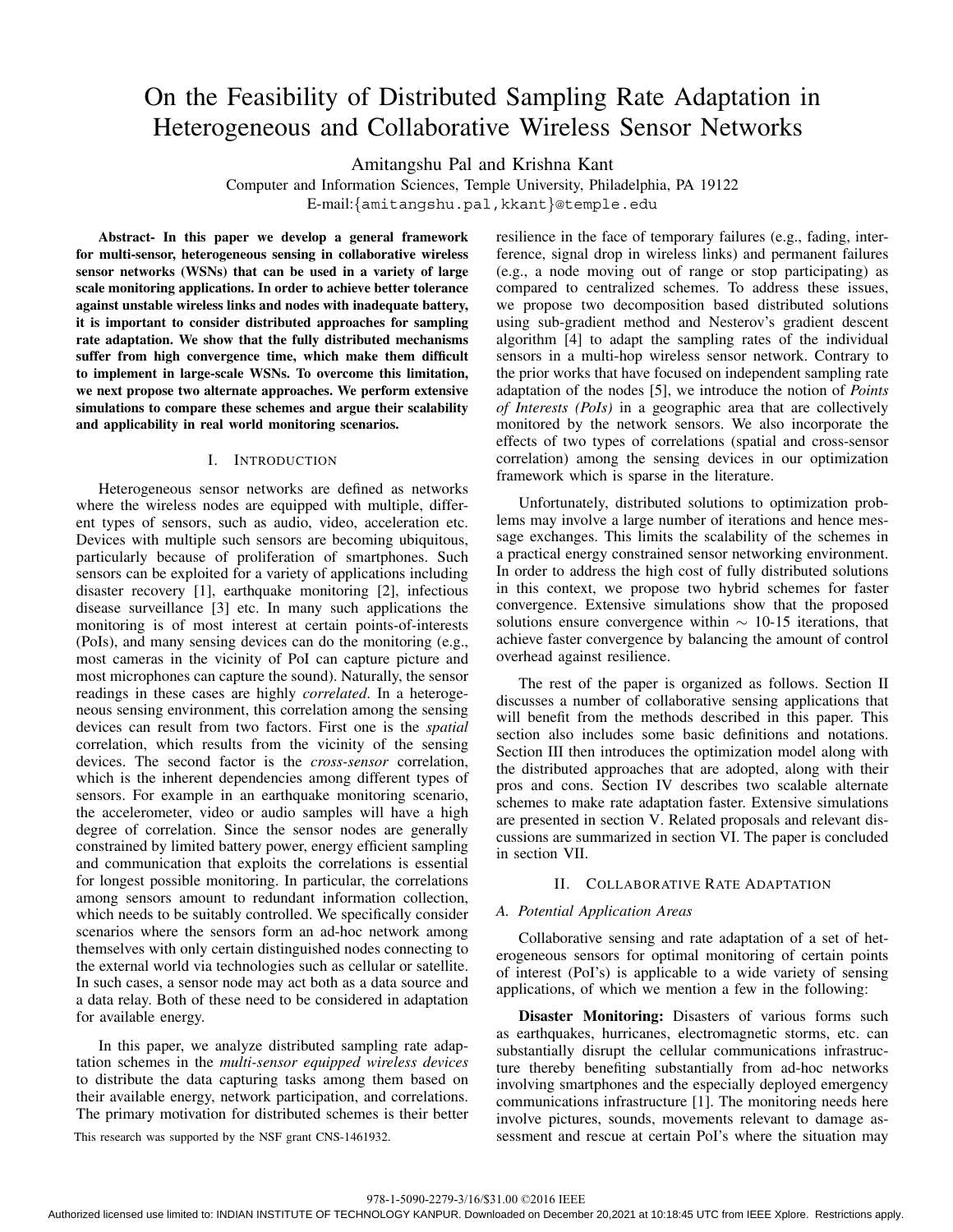# On the Feasibility of Distributed Sampling Rate Adaptation in Heterogeneous and Collaborative Wireless Sensor Networks

Amitangshu Pal and Krishna Kant

Computer and Information Sciences, Temple University, Philadelphia, PA 19122

E-mail:{amitangshu.pal,kkant}@temple.edu

**Abstract- In this paper we develop a general framework for multi-sensor, heterogeneous sensing in collaborative wireless sensor networks (WSNs) that can be used in a variety of large scale monitoring applications. In order to achieve better tolerance against unstable wireless links and nodes with inadequate battery, it is important to consider distributed approaches for sampling rate adaptation. We show that the fully distributed mechanisms suffer from high convergence time, which make them difficult to implement in large-scale WSNs. To overcome this limitation, we next propose two alternate approaches. We perform extensive simulations to compare these schemes and argue their scalability and applicability in real world monitoring scenarios.**

## I. Introduction

Heterogeneous sensor networks are defined as networks where the wireless nodes are equipped with multiple, different types of sensors, such as audio, video, acceleration etc. Devices with multiple such sensors are becoming ubiquitous, particularly because of proliferation of smartphones. Such sensors can be exploited for a variety of applications including disaster recovery [1], earthquake monitoring [2], infectious disease surveillance [3] etc. In many such applications the monitoring is of most interest at certain points-of-interests (PoIs), and many sensing devices can do the monitoring (e.g., most cameras in the vicinity of PoI can capture picture and most microphones can capture the sound). Naturally, the sensor readings in these cases are highly *correlated*. In a heterogeneous sensing environment, this correlation among the sensing devices can result from two factors. First one is the *spatial* correlation, which results from the vicinity of the sensing devices. The second factor is the *cross-sensor* correlation, which is the inherent dependencies among different types of sensors. For example in an earthquake monitoring scenario, the accelerometer, video or audio samples will have a high degree of correlation. Since the sensor nodes are generally constrained by limited battery power, energy efficient sampling and communication that exploits the correlations is essential for longest possible monitoring. In particular, the correlations among sensors amount to redundant information collection, which needs to be suitably controlled. We specifically consider scenarios where the sensors form an ad-hoc network among themselves with only certain distinguished nodes connecting to the external world via technologies such as cellular or satellite. In such cases, a sensor node may act both as a data source and a data relay. Both of these need to be considered in adaptation for available energy.

In this paper, we analyze distributed sampling rate adaptation schemes in the *multi-sensor equipped wireless devices* to distribute the data capturing tasks among them based on their available energy, network participation, and correlations. The primary motivation for distributed schemes is their better resilience in the face of temporary failures (e.g., fading, interference, signal drop in wireless links) and permanent failures (e.g., a node moving out of range or stop participating) as compared to centralized schemes. To address these issues, we propose two decomposition based distributed solutions using sub-gradient method and Nesterov's gradient descent algorithm [4] to adapt the sampling rates of the individual sensors in a multi-hop wireless sensor network. Contrary to the prior works that have focused on independent sampling rate adaptation of the nodes [5], we introduce the notion of *Points of Interests (PoIs)* in a geographic area that are collectively monitored by the network sensors. We also incorporate the effects of two types of correlations (spatial and cross-sensor correlation) among the sensing devices in our optimization framework which is sparse in the literature.

Unfortunately, distributed solutions to optimization problems may involve a large number of iterations and hence message exchanges. This limits the scalability of the schemes in a practical energy constrained sensor networking environment. In order to address the high cost of fully distributed solutions in this context, we propose two hybrid schemes for faster convergence. Extensive simulations show that the proposed solutions ensure convergence within $\sim$ 10-15 iterations, that achieve faster convergence by balancing the amount of control overhead against resilience.

The rest of the paper is organized as follows. Section II discusses a number of collaborative sensing applications that will benefit from the methods described in this paper. This section also includes some basic definitions and notations. Section III then introduces the optimization model along with the distributed approaches that are adopted, along with their pros and cons. Section IV describes two scalable alternate schemes to make rate adaptation faster. Extensive simulations are presented in section V. Related proposals and relevant discussions are summarized in section VI. The paper is concluded in section VII.

## II. Collaborative Rate Adaptation

### A. Potential Application Areas

Collaborative sensing and rate adaptation of a set of heterogeneous sensors for optimal monitoring of certain points of interest (PoI's) is applicable to a wide variety of sensing applications, of which we mention a few in the following:

**Disaster Monitoring:** Disasters of various forms such as earthquakes, hurricanes, electromagnetic storms, etc. can substantially disrupt the cellular communications infrastructure thereby benefiting substantially from ad-hoc networks involving smartphones and the especially deployed emergency communications infrastructure [1]. The monitoring needs here involve pictures, sounds, movements relevant to damage assessment and rescue at certain PoI's where the situation may

This research was supported by the NSF grant CNS-1461932.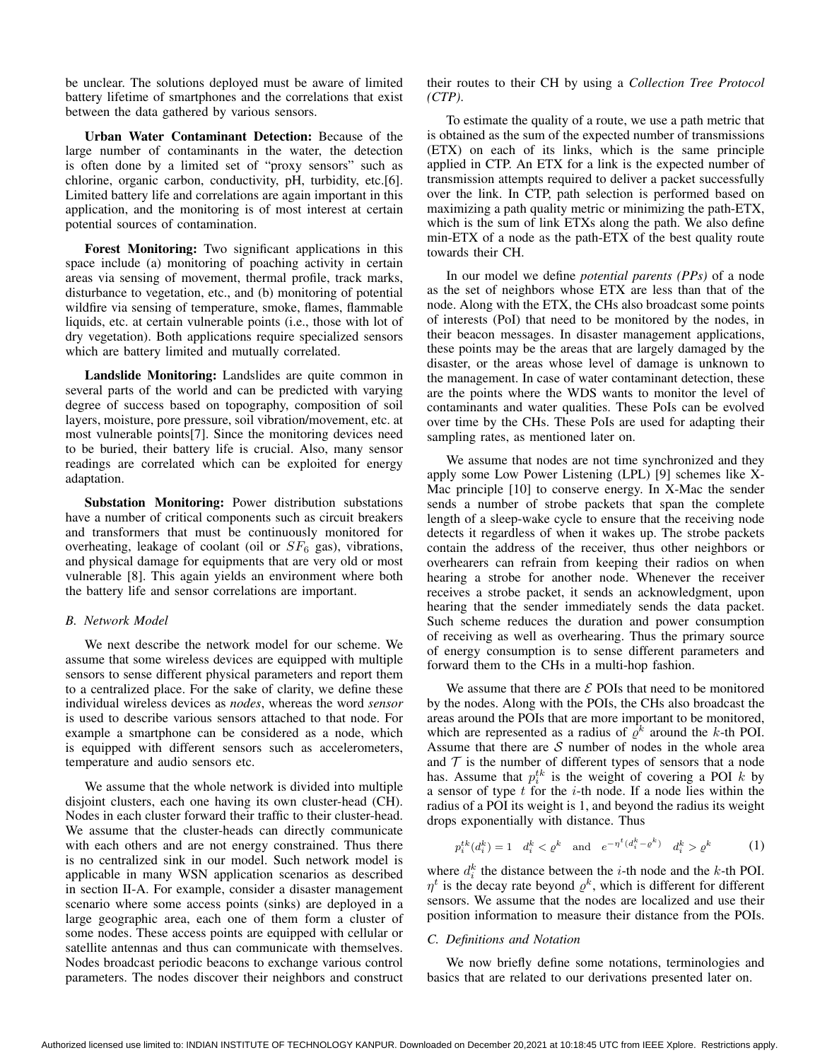be unclear. The solutions deployed must be aware of limited battery lifetime of smartphones and the correlations that exist between the data gathered by various sensors.

**Urban Water Contaminant Detection:** Because of the large number of contaminants in the water, the detection is often done by a limited set of "proxy sensors" such as chlorine, organic carbon, conductivity, pH, turbidity, etc.[6]. Limited battery life and correlations are again important in this application, and the monitoring is of most interest at certain potential sources of contamination.

**Forest Monitoring:** Two significant applications in this space include (a) monitoring of poaching activity in certain areas via sensing of movement, thermal profile, track marks, disturbance to vegetation, etc., and (b) monitoring of potential wildfire via sensing of temperature, smoke, flames, flammable liquids, etc. at certain vulnerable points (i.e., those with lot of dry vegetation). Both applications require specialized sensors which are battery limited and mutually correlated.

**Landslide Monitoring:** Landslides are quite common in several parts of the world and can be predicted with varying degree of success based on topography, composition of soil layers, moisture, pore pressure, soil vibration/movement, etc. at most vulnerable points[7]. Since the monitoring devices need to be buried, their battery life is crucial. Also, many sensor readings are correlated which can be exploited for energy adaptation.

**Substation Monitoring:** Power distribution substations have a number of critical components such as circuit breakers and transformers that must be continuously monitored for overheating, leakage of coolant (oil or $SF_6$ gas), vibrations, and physical damage for equipments that are very old or most vulnerable [8]. This again yields an environment where both the battery life and sensor correlations are important.

### *B. Network Model*

We next describe the network model for our scheme. We assume that some wireless devices are equipped with multiple sensors to sense different physical parameters and report them to a centralized place. For the sake of clarity, we define these individual wireless devices as *nodes*, whereas the word *sensor* is used to describe various sensors attached to that node. For example a smartphone can be considered as a node, which is equipped with different sensors such as accelerometers, temperature and audio sensors etc.

We assume that the whole network is divided into multiple disjoint clusters, each one having its own cluster-head (CH). Nodes in each cluster forward their traffic to their cluster-head. We assume that the cluster-heads can directly communicate with each others and are not energy constrained. Thus there is no centralized sink in our model. Such network model is applicable in many WSN application scenarios as described in section II-A. For example, consider a disaster management scenario where some access points (sinks) are deployed in a large geographic area, each one of them form a cluster of some nodes. These access points are equipped with cellular or satellite antennas and thus can communicate with themselves. Nodes broadcast periodic beacons to exchange various control parameters. The nodes discover their neighbors and construct their routes to their CH by using a *Collection Tree Protocol (CTP)*.

To estimate the quality of a route, we use a path metric that is obtained as the sum of the expected number of transmissions (ETX) on each of its links, which is the same principle applied in CTP. An ETX for a link is the expected number of transmission attempts required to deliver a packet successfully over the link. In CTP, path selection is performed based on maximizing a path quality metric or minimizing the path-ETX, which is the sum of link ETXs along the path. We also define min-ETX of a node as the path-ETX of the best quality route towards their CH.

In our model we define *potential parents (PPs)* of a node as the set of neighbors whose ETX are less than that of the node. Along with the ETX, the CHs also broadcast some points of interests (PoI) that need to be monitored by the nodes, in their beacon messages. In disaster management applications, these points may be the areas that are largely damaged by the disaster, or the areas whose level of damage is unknown to the management. In case of water contaminant detection, these are the points where the WDS wants to monitor the level of contaminants and water qualities. These PoIs can be evolved over time by the CHs. These PoIs are used for adapting their sampling rates, as mentioned later on.

We assume that nodes are not time synchronized and they apply some Low Power Listening (LPL) [9] schemes like X-Mac principle [10] to conserve energy. In X-Mac the sender sends a number of strobe packets that span the complete length of a sleep-wake cycle to ensure that the receiving node detects it regardless of when it wakes up. The strobe packets contain the address of the receiver, thus other neighbors or overhearers can refrain from keeping their radios on when hearing a strobe for another node. Whenever the receiver receives a strobe packet, it sends an acknowledgment, upon hearing that the sender immediately sends the data packet. Such scheme reduces the duration and power consumption of receiving as well as overhearing. Thus the primary source of energy consumption is to sense different parameters and forward them to the CHs in a multi-hop fashion.

We assume that there are $\mathcal{E}$ POIs that need to be monitored by the nodes. Along with the POIs, the CHs also broadcast the areas around the POIs that are more important to be monitored, which are represented as a radius of $\varrho^k$ around the $k$-th POI. Assume that there are $\mathcal{S}$ number of nodes in the whole area and $\mathcal{T}$ is the number of different types of sensors that a node has. Assume that $p_i^{tk}$ is the weight of covering a POI $k$ by a sensor of type $t$ for the $i$-th node. If a node lies within the radius of a POI its weight is 1, and beyond the radius its weight drops exponentially with distance. Thus

$$p_i^{tk}(d_i^k) = 1 \quad d_i^k < \varrho^k \quad \text{and} \quad e^{-\eta^t(d_i^k - \varrho^k)} \quad d_i^k > \varrho^k \tag{1}$$

where $d_i^k$ the distance between the $i$-th node and the $k$-th POI. $\eta^t$ is the decay rate beyond $\varrho^k$, which is different for different sensors. We assume that the nodes are localized and use their position information to measure their distance from the POIs.

### *C. Definitions and Notation*

We now briefly define some notations, terminologies and basics that are related to our derivations presented later on.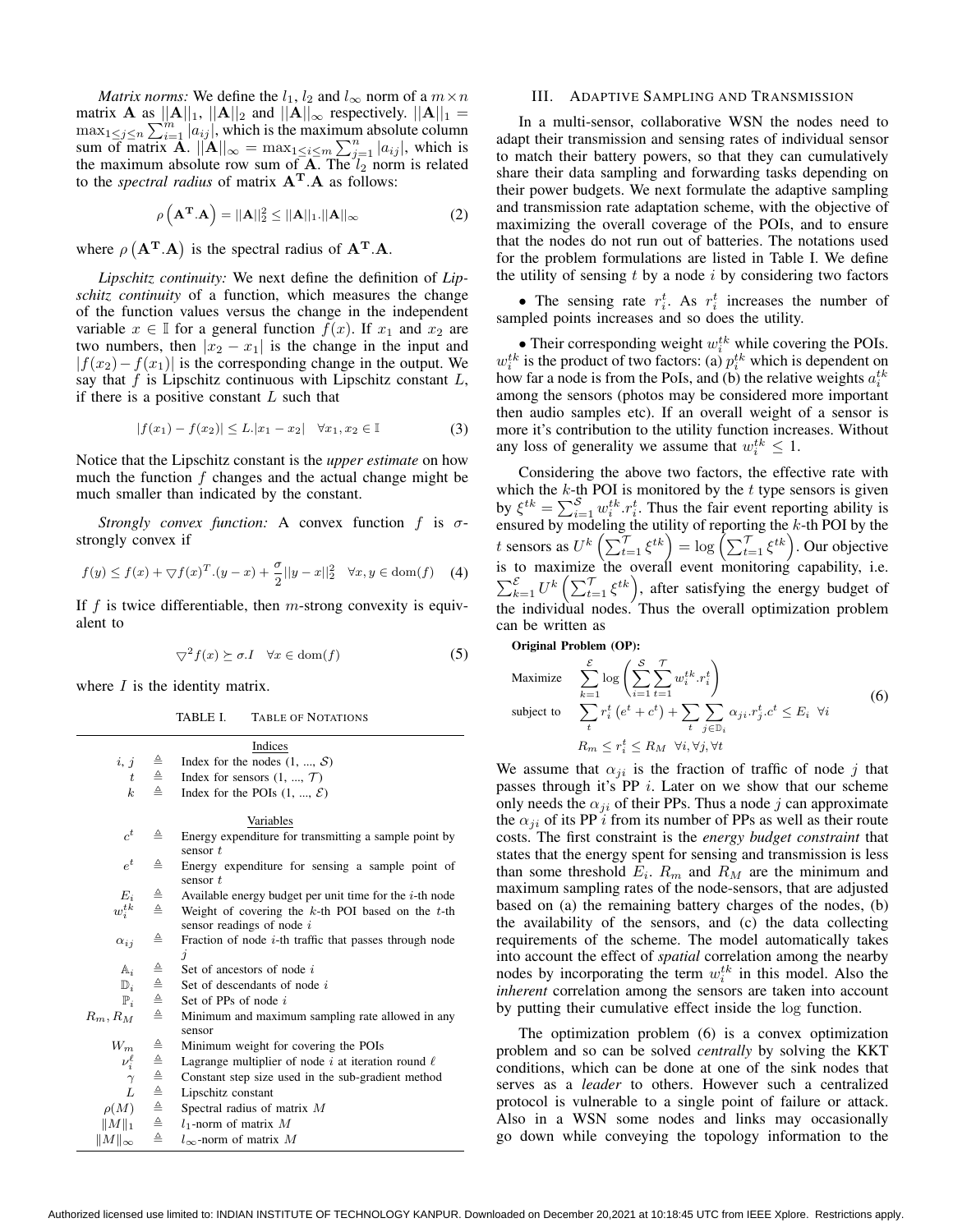*Matrix norms:* We define the $l_1$, $l_2$ and $l_\infty$ norm of a $m \times n$ matrix $\mathbf{A}$ as $||\mathbf{A}||_1$, $||\mathbf{A}||_2$ and $||\mathbf{A}||_\infty$ respectively. $||\mathbf{A}||_1 = \max_{1 \le j \le n} \sum_{i=1}^{m} |a_{ij}|$, which is the maximum absolute column sum of matrix $\mathbf{A}$. $||\mathbf{A}||_\infty = \max_{1 \le i \le m} \sum_{j=1}^{n} |a_{ij}|$, which is the maximum absolute row sum of $\mathbf{A}$. The $l_2$ norm is related to the *spectral radius* of matrix $\mathbf{A^T}.\mathbf{A}$ as follows:

$$\rho\left(\mathbf{A^T}.\mathbf{A}\right) = ||\mathbf{A}||_2^2 \le ||\mathbf{A}||_1.||\mathbf{A}||_\infty \quad (2)$$

where $\rho\left(\mathbf{A^T}.\mathbf{A}\right)$ is the spectral radius of $\mathbf{A^T}.\mathbf{A}$.

*Lipschitz continuity:* We next define the definition of *Lipschitz continuity* of a function, which measures the change of the function values versus the change in the independent variable $x \in \mathbb{I}$ for a general function $f(x)$. If $x_1$ and $x_2$ are two numbers, then $|x_2 - x_1|$ is the change in the input and $|f(x_2) - f(x_1)|$ is the corresponding change in the output. We say that $f$ is Lipschitz continuous with Lipschitz constant $L$, if there is a positive constant $L$ such that

$$|f(x_1) - f(x_2)| \le L.|x_1 - x_2| \quad \forall x_1, x_2 \in \mathbb{I} \quad (3)$$

Notice that the Lipschitz constant is the *upper estimate* on how much the function $f$ changes and the actual change might be much smaller than indicated by the constant.

*Strongly convex function:* A convex function $f$ is $\sigma$-strongly convex if

$$f(y) \le f(x) + \bigtriangledown f(x)^T.(y - x) + \frac{\sigma}{2}||y - x||_2^2 \quad \forall x, y \in \mathrm{dom}(f) \quad (4)$$

If $f$ is twice differentiable, then $m$-strong convexity is equivalent to

$$\bigtriangledown^2 f(x) \succeq \sigma.I \quad \forall x \in \mathrm{dom}(f) \quad (5)$$

where $I$ is the identity matrix.

TABLE I. TABLE OF NOTATIONS

| | | |
|---|---|---|
| | | **Indices** |
| $i, j$ | $\triangleq$ | Index for the nodes (1, ..., $\mathcal{S}$) |
| $t$ | $\triangleq$ | Index for sensors (1, ..., $\mathcal{T}$) |
| $k$ | $\triangleq$ | Index for the POIs (1, ..., $\mathcal{E}$) |
| | | **Variables** |
| $c^t$ | $\triangleq$ | Energy expenditure for transmitting a sample point by sensor $t$ |
| $e^t$ | $\triangleq$ | Energy expenditure for sensing a sample point of sensor $t$ |
| $E_i$ | $\triangleq$ | Available energy budget per unit time for the $i$-th node |
| $w_i^{tk}$ | $\triangleq$ | Weight of covering the $k$-th POI based on the $t$-th sensor readings of node $i$ |
| $\alpha_{ij}$ | $\triangleq$ | Fraction of node $i$-th traffic that passes through node $j$ |
| $\mathbb{A}_i$ | $\triangleq$ | Set of ancestors of node $i$ |
| $\mathbb{D}_i$ | $\triangleq$ | Set of descendants of node $i$ |
| $\mathbb{P}_i$ | $\triangleq$ | Set of PPs of node $i$ |
| $R_m, R_M$ | $\triangleq$ | Minimum and maximum sampling rate allowed in any sensor |
| $W_m$ | $\triangleq$ | Minimum weight for covering the POIs |
| $\nu_i^\ell$ | $\triangleq$ | Lagrange multiplier of node $i$ at iteration round $\ell$ |
| $\gamma$ | $\triangleq$ | Constant step size used in the sub-gradient method |
| $L$ | $\triangleq$ | Lipschitz constant |
| $\rho(M)$ | $\triangleq$ | Spectral radius of matrix $M$ |
| $\|M\|_1$ | $\triangleq$ | $l_1$-norm of matrix $M$ |
| $\|M\|_\infty$ | $\triangleq$ | $l_\infty$-norm of matrix $M$ |

## III. ADAPTIVE SAMPLING AND TRANSMISSION

In a multi-sensor, collaborative WSN the nodes need to adapt their transmission and sensing rates of individual sensor to match their battery powers, so that they can cumulatively share their data sampling and forwarding tasks depending on their power budgets. We next formulate the adaptive sampling and transmission rate adaptation scheme, with the objective of maximizing the overall coverage of the POIs, and to ensure that the nodes do not run out of batteries. The notations used for the problem formulations are listed in Table I. We define the utility of sensing $t$ by a node $i$ by considering two factors

- The sensing rate $r_i^t$. As $r_i^t$ increases the number of sampled points increases and so does the utility.
- Their corresponding weight $w_i^{tk}$ while covering the POIs. $w_i^{tk}$ is the product of two factors: (a) $p_i^{tk}$ which is dependent on how far a node is from the PoIs, and (b) the relative weights $a_i^{tk}$ among the sensors (photos may be considered more important then audio samples etc). If an overall weight of a sensor is more it's contribution to the utility function increases. Without any loss of generality we assume that $w_i^{tk} \le 1$.

Considering the above two factors, the effective rate with which the $k$-th POI is monitored by the $t$ type sensors is given by $\xi^{tk} = \sum_{i=1}^{\mathcal{S}} w_i^{tk}.r_i^t$. Thus the fair event reporting ability is ensured by modeling the utility of reporting the $k$-th POI by the $t$ sensors as $U^k\left(\sum_{t=1}^{\mathcal{T}} \xi^{tk}\right) = \log\left(\sum_{t=1}^{\mathcal{T}} \xi^{tk}\right)$. Our objective is to maximize the overall event monitoring capability, i.e. $\sum_{k=1}^{\mathcal{E}} U^k\left(\sum_{t=1}^{\mathcal{T}} \xi^{tk}\right)$, after satisfying the energy budget of the individual nodes. Thus the overall optimization problem can be written as

**Original Problem (OP):**

$$\begin{aligned} \text{Maximize} \quad & \sum_{k=1}^{\mathcal{E}} \log\left(\sum_{i=1}^{\mathcal{S}} \sum_{t=1}^{\mathcal{T}} w_i^{tk}.r_i^t\right) \\ \text{subject to} \quad & \sum_t r_i^t \left(e^t + c^t\right) + \sum_t \sum_{j \in \mathbb{D}_i} \alpha_{ji}.r_j^t.c^t \le E_i \quad \forall i \\ & R_m \le r_i^t \le R_M \quad \forall i, \forall j, \forall t \end{aligned} \quad (6)$$

We assume that $\alpha_{ji}$ is the fraction of traffic of node $j$ that passes through it's PP $i$. Later on we show that our scheme only needs the $\alpha_{ji}$ of their PPs. Thus a node $j$ can approximate the $\alpha_{ji}$ of its PP $i$ from its number of PPs as well as their route costs. The first constraint is the *energy budget constraint* that states that the energy spent for sensing and transmission is less than some threshold $E_i$. $R_m$ and $R_M$ are the minimum and maximum sampling rates of the node-sensors, that are adjusted based on (a) the remaining battery charges of the nodes, (b) the availability of the sensors, and (c) the data collecting requirements of the scheme. The model automatically takes into account the effect of *spatial* correlation among the nearby nodes by incorporating the term $w_i^{tk}$ in this model. Also the *inherent* correlation among the sensors are taken into account by putting their cumulative effect inside the log function.

The optimization problem (6) is a convex optimization problem and so can be solved *centrally* by solving the KKT conditions, which can be done at one of the sink nodes that serves as a *leader* to others. However such a centralized protocol is vulnerable to a single point of failure or attack. Also in a WSN some nodes and links may occasionally go down while conveying the topology information to the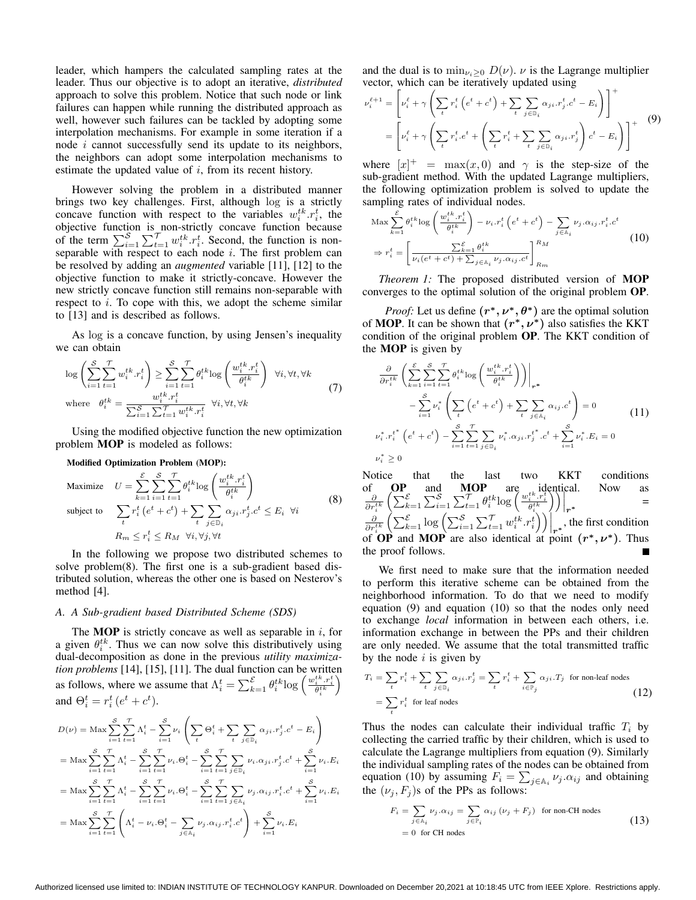leader, which hampers the calculated sampling rates at the leader. Thus our objective is to adopt an iterative, *distributed* approach to solve this problem. Notice that such node or link failures can happen while running the distributed approach as well, however such failures can be tackled by adopting some interpolation mechanisms. For example in some iteration if a node $i$ cannot successfully send its update to its neighbors, the neighbors can adopt some interpolation mechanisms to estimate the updated value of $i$, from its recent history.

However solving the problem in a distributed manner brings two key challenges. First, although log is a strictly concave function with respect to the variables $w_i^{tk}.r_i^t$, the objective function is non-strictly concave function because of the term $\sum_{i=1}^{\mathcal{S}}\sum_{t=1}^{\mathcal{T}} w_i^{tk}.r_i^t$. Second, the function is non-separable with respect to each node $i$. The first problem can be resolved by adding an *augmented* variable [11], [12] to the objective function to make it strictly-concave. However the new strictly concave function still remains non-separable with respect to $i$. To cope with this, we adopt the scheme similar to [13] and is described as follows.

As log is a concave function, by using Jensen's inequality we can obtain

$$
\begin{aligned}
&\log\left(\sum_{i=1}^{\mathcal{S}}\sum_{t=1}^{\mathcal{T}} w_i^{tk}.r_i^t\right) \geq \sum_{i=1}^{\mathcal{S}}\sum_{t=1}^{\mathcal{T}} \theta_i^{tk}\log\left(\frac{w_i^{tk}.r_i^t}{\theta_i^{tk}}\right) \quad \forall i, \forall t, \forall k \\
&\text{where} \quad \theta_i^{tk} = \frac{w_i^{tk}.r_i^t}{\sum_{i=1}^{\mathcal{S}}\sum_{t=1}^{\mathcal{T}} w_i^{tk}.r_i^t} \quad \forall i, \forall t, \forall k
\end{aligned}
\tag{7}
$$

Using the modified objective function the new optimization problem **MOP** is modeled as follows:

**Modified Optimization Problem (MOP):**

$$
\begin{aligned}
\text{Maximize} \quad & U = \sum_{k=1}^{\mathcal{E}}\sum_{i=1}^{\mathcal{S}}\sum_{t=1}^{\mathcal{T}} \theta_i^{tk}\log\left(\frac{w_i^{tk}.r_i^t}{\theta_i^{tk}}\right) \\
\text{subject to} \quad & \sum_t r_i^t\left(e^t + c^t\right) + \sum_t\sum_{j\in\mathbb{D}_i} \alpha_{ji}.r_j^t.c^t \leq E_i \quad \forall i \\
& R_m \leq r_i^t \leq R_M \quad \forall i, \forall j, \forall t
\end{aligned}
\tag{8}
$$

In the following we propose two distributed schemes to solve problem(8). The first one is a sub-gradient based distributed solution, whereas the other one is based on Nesterov's method [4].

### A. A Sub-gradient based Distributed Scheme (SDS)

The **MOP** is strictly concave as well as separable in $i$, for a given $\theta_i^{tk}$. Thus we can now solve this distributively using dual-decomposition as done in the previous *utility maximization problems* [14], [15], [11]. The dual function can be written as follows, where we assume that $\Lambda_i^t = \sum_{k=1}^{\mathcal{E}} \theta_i^{tk}\log\left(\frac{w_i^{tk}.r_i^t}{\theta_i^{tk}}\right)$ and $\Theta_i^t = r_i^t\left(e^t + c^t\right)$.

$$
\begin{aligned}
D(\nu) &= \text{Max}\sum_{i=1}^{\mathcal{S}}\sum_{t=1}^{\mathcal{T}}\Lambda_i^t - \sum_{i=1}^{\mathcal{S}}\nu_i\left(\sum_t\Theta_i^t + \sum_t\sum_{j\in\mathbb{D}_i}\alpha_{ji}.r_j^t.c^t - E_i\right) \\
&= \text{Max}\sum_{i=1}^{\mathcal{S}}\sum_{t=1}^{\mathcal{T}}\Lambda_i^t - \sum_{i=1}^{\mathcal{S}}\sum_{t=1}^{\mathcal{T}}\nu_i.\Theta_i^t - \sum_{i=1}^{\mathcal{S}}\sum_{t=1}^{\mathcal{T}}\sum_{j\in\mathbb{D}_i}\nu_i.\alpha_{ji}.r_j^t.c^t + \sum_{i=1}^{\mathcal{S}}\nu_i.E_i \\
&= \text{Max}\sum_{i=1}^{\mathcal{S}}\sum_{t=1}^{\mathcal{T}}\Lambda_i^t - \sum_{i=1}^{\mathcal{S}}\sum_{t=1}^{\mathcal{T}}\nu_i.\Theta_i^t - \sum_{i=1}^{\mathcal{S}}\sum_{t=1}^{\mathcal{T}}\sum_{j\in\mathbb{A}_i}\nu_j.\alpha_{ij}.r_i^t.c^t + \sum_{i=1}^{\mathcal{S}}\nu_i.E_i \\
&= \text{Max}\sum_{i=1}^{\mathcal{S}}\sum_{t=1}^{\mathcal{T}}\left(\Lambda_i^t - \nu_i.\Theta_i^t - \sum_{j\in\mathbb{A}_i}\nu_j.\alpha_{ij}.r_i^t.c^t\right) + \sum_{i=1}^{\mathcal{S}}\nu_i.E_i
\end{aligned}
$$

and the dual is to $\min_{\nu_i\geq 0} D(\nu)$. $\nu$ is the Lagrange multiplier vector, which can be iteratively updated using

$$
\begin{aligned}
\nu_i^{\ell+1} &= \left[\nu_i^\ell + \gamma\left(\sum_t r_i^t\left(e^t + c^t\right) + \sum_t\sum_{j\in\mathbb{D}_i}\alpha_{ji}.r_j^t.c^t - E_i\right)\right]^+ \\
&= \left[\nu_i^\ell + \gamma\left(\sum_t r_i^t.e^t + \left(\sum_t r_i^t + \sum_t\sum_{j\in\mathbb{D}_i}\alpha_{ji}.r_j^t\right)c^t - E_i\right)\right]^+
\end{aligned}
\tag{9}
$$

where $[x]^+ = \max(x, 0)$ and $\gamma$ is the step-size of the sub-gradient method. With the updated Lagrange multipliers, the following optimization problem is solved to update the sampling rates of individual nodes.

$$
\begin{aligned}
&\text{Max}\sum_{k=1}^{\mathcal{E}}\theta_i^{tk}\log\left(\frac{w_i^{tk}.r_i^t}{\theta_i^{tk}}\right) - \nu_i.r_i^t\left(e^t + c^t\right) - \sum_{j\in\mathbb{A}_i}\nu_j.\alpha_{ij}.r_i^t.c^t \\
&\Rightarrow r_i^t = \left[\frac{\sum_{k=1}^{\mathcal{E}}\theta_i^{tk}}{\nu_i(e^t + c^t) + \sum_{j\in\mathbb{A}_i}\nu_j.\alpha_{ij}.c^t}\right]_{R_m}^{R_M}
\end{aligned}
\tag{10}
$$

*Theorem 1:* The proposed distributed version of **MOP** converges to the optimal solution of the original problem **OP**.

*Proof:* Let us define $(\boldsymbol{r^*}, \boldsymbol{\nu^*}, \boldsymbol{\theta^*})$ are the optimal solution of **MOP**. It can be shown that $(\boldsymbol{r^*}, \boldsymbol{\nu^*})$ also satisfies the KKT condition of the original problem **OP**. The KKT condition of the **MOP** is given by

$$
\begin{aligned}
&\frac{\partial}{\partial r_i^{tk}}\left(\sum_{k=1}^{\mathcal{E}}\sum_{i=1}^{\mathcal{S}}\sum_{t=1}^{\mathcal{T}}\theta_i^{tk}\log\left(\frac{w_i^{tk}.r_i^t}{\theta_i^{tk}}\right)\right)\Bigg|_{\boldsymbol{r^*}} \\
&\qquad - \sum_{i=1}^{\mathcal{S}}\nu_i^*\left(\sum_t\left(e^t + c^t\right) + \sum_t\sum_{j\in\mathbb{A}_i}\alpha_{ij}.c^t\right) = 0 \\
&\nu_i^*.r_i^{t^*}\left(e^t + c^t\right) - \sum_{i=1}^{\mathcal{S}}\sum_{t=1}^{\mathcal{T}}\sum_{j\in\mathbb{D}_i}\nu_i^*.\alpha_{ji}.r_j^{t^*}.c^t + \sum_{i=1}^{\mathcal{S}}\nu_i^*.E_i = 0 \\
&\nu_i^* \geq 0
\end{aligned}
\tag{11}
$$

Notice that the last two KKT conditions of **OP** and **MOP** are identical. Now as $\frac{\partial}{\partial r_i^{tk}}\left(\sum_{k=1}^{\mathcal{E}}\sum_{i=1}^{\mathcal{S}}\sum_{t=1}^{\mathcal{T}}\theta_i^{tk}\log\left(\frac{w_i^{tk}.r_i^t}{\theta_i^{tk}}\right)\right)\Big|_{\boldsymbol{r^*}} = \frac{\partial}{\partial r_i^{tk}}\left(\sum_{k=1}^{\mathcal{E}}\log\left(\sum_{i=1}^{\mathcal{S}}\sum_{t=1}^{\mathcal{T}}w_i^{tk}.r_i^t\right)\right)\Big|_{\boldsymbol{r^*}}$, the first condition of **OP** and **MOP** are also identical at point $(\boldsymbol{r^*}, \boldsymbol{\nu^*})$. Thus the proof follows. ■

We first need to make sure that the information needed to perform this iterative scheme can be obtained from the neighborhood information. To do that we need to modify equation (9) and equation (10) so that the nodes only need to exchange *local* information in between each others, i.e. information exchange in between the PPs and their children are only needed. We assume that the total transmitted traffic by the node $i$ is given by

$$
\begin{aligned}
T_i &= \sum_t r_i^t + \sum_t\sum_{j\in\mathbb{D}_i}\alpha_{ji}.r_j^t = \sum_t r_i^t + \sum_{i\in\mathbb{P}_j}\alpha_{ji}.T_j \quad \text{for non-leaf nodes} \\
&= \sum_t r_i^t \quad \text{for leaf nodes}
\end{aligned}
\tag{12}
$$

Thus the nodes can calculate their individual traffic $T_i$ by collecting the carried traffic by their children, which is used to calculate the Lagrange multipliers from equation (9). Similarly the individual sampling rates of the nodes can be obtained from equation (10) by assuming $F_i = \sum_{j\in\mathbb{A}_i}\nu_j.\alpha_{ij}$ and obtaining the $(\nu_j, F_j)$s of the PPs as follows:

$$
\begin{aligned}
F_i &= \sum_{j\in\mathbb{A}_i}\nu_j.\alpha_{ij} = \sum_{j\in\mathbb{P}_i}\alpha_{ij}\left(\nu_j + F_j\right) \quad \text{for non-CH nodes} \\
&= 0 \quad \text{for CH nodes}
\end{aligned}
\tag{13}
$$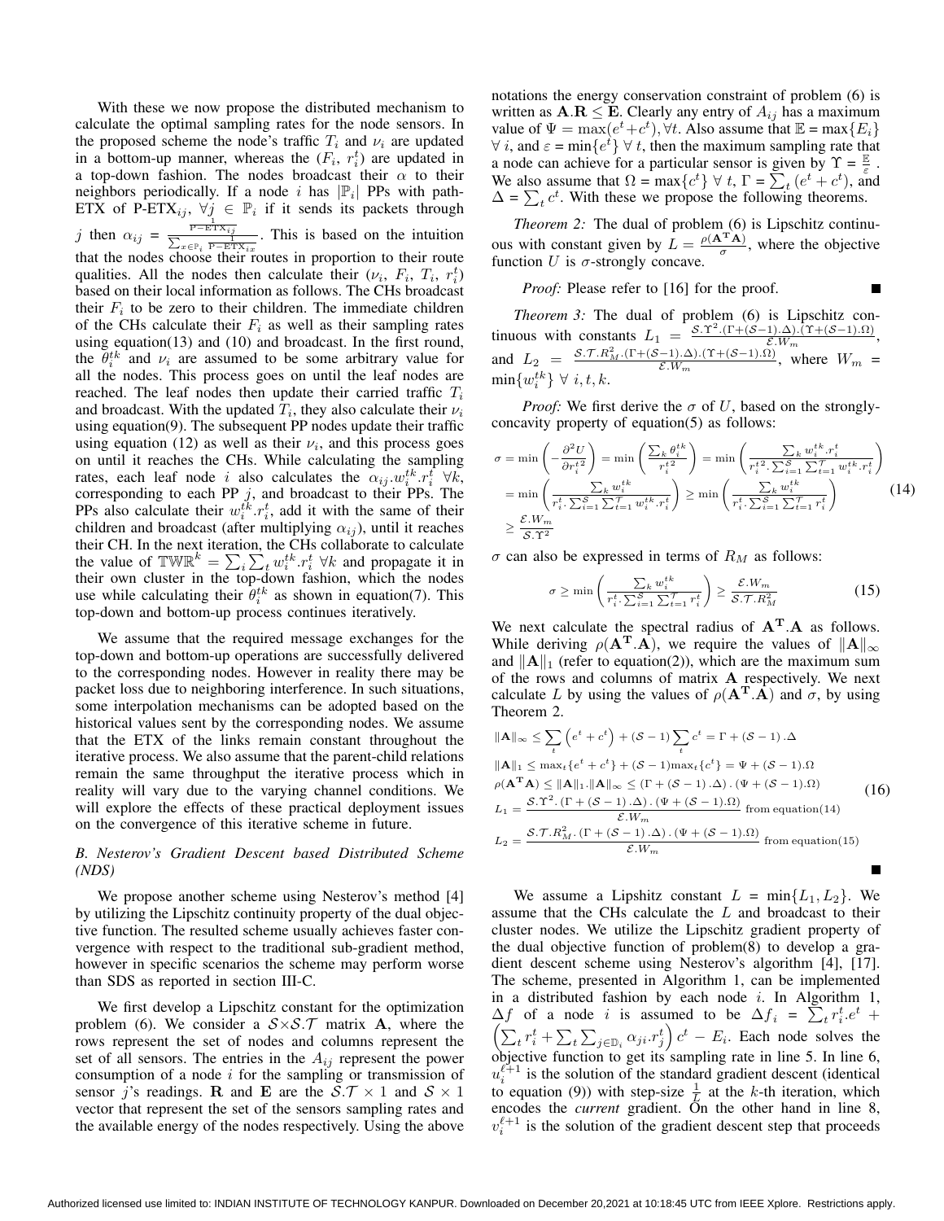With these we now propose the distributed mechanism to calculate the optimal sampling rates for the node sensors. In the proposed scheme the node's traffic $T_i$ and $\nu_i$ are updated in a bottom-up manner, whereas the ($F_i$, $r_i^t$) are updated in a top-down fashion. The nodes broadcast their $\alpha$ to their neighbors periodically. If a node $i$ has $|\mathbb{P}_i|$ PPs with path-ETX of P-ETX$_{ij}$, $\forall j \in \mathbb{P}_i$ if it sends its packets through $j$ then $\alpha_{ij} = \frac{\frac{1}{\text{P-ETX}_{ij}}}{\sum_{x\in\mathbb{P}_i}\frac{1}{\text{P-ETX}_{ix}}}$. This is based on the intuition that the nodes choose their routes in proportion to their route qualities. All the nodes then calculate their ($\nu_i$, $F_i$, $T_i$, $r_i^t$) based on their local information as follows. The CHs broadcast their $F_i$ to be zero to their children. The immediate children of the CHs calculate their $F_i$ as well as their sampling rates using equation(13) and (10) and broadcast. In the first round, the $\theta_i^{tk}$ and $\nu_i$ are assumed to be some arbitrary value for all the nodes. This process goes on until the leaf nodes are reached. The leaf nodes then update their carried traffic $T_i$ and broadcast. With the updated $T_i$, they also calculate their $\nu_i$ using equation(9). The subsequent PP nodes update their traffic using equation (12) as well as their $\nu_i$, and this process goes on until it reaches the CHs. While calculating the sampling rates, each leaf node $i$ also calculates the $\alpha_{ij}.w_i^{tk}.r_i^t\ \forall k$, corresponding to each PP $j$, and broadcast to their PPs. The PPs also calculate their $w_i^{tk}.r_i^t$, add it with the same of their children and broadcast (after multiplying $\alpha_{ij}$), until it reaches their CH. In the next iteration, the CHs collaborate to calculate the value of $\mathbb{TWR}^k = \sum_i \sum_t w_i^{tk}.r_i^t\ \forall k$ and propagate it in their own cluster in the top-down fashion, which the nodes use while calculating their $\theta_i^{tk}$ as shown in equation(7). This top-down and bottom-up process continues iteratively.

We assume that the required message exchanges for the top-down and bottom-up operations are successfully delivered to the corresponding nodes. However in reality there may be packet loss due to neighboring interference. In such situations, some interpolation mechanisms can be adopted based on the historical values sent by the corresponding nodes. We assume that the ETX of the links remain constant throughout the iterative process. We also assume that the parent-child relations remain the same throughput the iterative process which in reality will vary due to the varying channel conditions. We will explore the effects of these practical deployment issues on the convergence of this iterative scheme in future.

### *B. Nesterov's Gradient Descent based Distributed Scheme (NDS)*

We propose another scheme using Nesterov's method [4] by utilizing the Lipschitz continuity property of the dual objective function. The resulted scheme usually achieves faster convergence with respect to the traditional sub-gradient method, however in specific scenarios the scheme may perform worse than SDS as reported in section III-C.

We first develop a Lipschitz constant for the optimization problem (6). We consider a $\mathcal{S}\times\mathcal{S}.\mathcal{T}$ matrix $\mathbf{A}$, where the rows represent the set of nodes and columns represent the set of all sensors. The entries in the $A_{ij}$ represent the power consumption of a node $i$ for the sampling or transmission of sensor $j$'s readings. $\mathbf{R}$ and $\mathbf{E}$ are the $\mathcal{S}.\mathcal{T}\times 1$ and $\mathcal{S}\times 1$ vector that represent the set of the sensors sampling rates and the available energy of the nodes respectively. Using the above notations the energy conservation constraint of problem (6) is written as $\mathbf{A}.\mathbf{R} \leq \mathbf{E}$. Clearly any entry of $A_{ij}$ has a maximum value of $\Psi = \max(e^t + c^t), \forall t$. Also assume that $\mathbb{E} = \max\{E_i\}\ \forall\ i$, and $\varepsilon = \min\{e^t\}\ \forall\ t$, then the maximum sampling rate that a node can achieve for a particular sensor is given by $\Upsilon = \frac{\mathbb{E}}{\varepsilon}$. We also assume that $\Omega = \max\{c^t\}\ \forall\ t$, $\Gamma = \sum_t (e^t + c^t)$, and $\Delta = \sum_t c^t$. With these we propose the following theorems.

*Theorem 2:* The dual of problem (6) is Lipschitz continuous with constant given by $L = \frac{\rho(\mathbf{A^T A})}{\sigma}$, where the objective function $U$ is $\sigma$-strongly concave.

*Proof:* Please refer to [16] for the proof. ∎

*Theorem 3:* The dual of problem (6) is Lipschitz continuous with constants $L_1 = \frac{\mathcal{S}.\Upsilon^2.(\Gamma+(\mathcal{S}-1).\Delta).(\Upsilon+(\mathcal{S}-1).\Omega)}{\mathcal{E}.W_m}$, and $L_2 = \frac{\mathcal{S}.\mathcal{T}.R_M^2.(\Gamma+(\mathcal{S}-1).\Delta).(\Upsilon+(\mathcal{S}-1).\Omega)}{\mathcal{E}.W_m}$, where $W_m = \min\{w_i^{tk}\}\ \forall\ i,t,k$.

*Proof:* We first derive the $\sigma$ of $U$, based on the strongly-concavity property of equation(5) as follows:

$$
\begin{aligned}
\sigma &= \min\left(-\frac{\partial^2 U}{\partial {r_i^t}^2}\right) = \min\left(\frac{\sum_k \theta_i^{tk}}{{r_i^t}^2}\right) = \min\left(\frac{\sum_k w_i^{tk}.r_i^t}{{r_i^t}^2.\sum_{i=1}^{\mathcal{S}}\sum_{t=1}^{\mathcal{T}} w_i^{tk}.r_i^t}\right) \\
&= \min\left(\frac{\sum_k w_i^{tk}}{r_i^t.\sum_{i=1}^{\mathcal{S}}\sum_{t=1}^{\mathcal{T}} w_i^{tk}.r_i^t}\right) \geq \min\left(\frac{\sum_k w_i^{tk}}{r_i^t.\sum_{i=1}^{\mathcal{S}}\sum_{t=1}^{\mathcal{T}} r_i^t}\right) \\
&\geq \frac{\mathcal{E}.W_m}{\mathcal{S}.\Upsilon^2}
\end{aligned}
\tag{14}
$$

$\sigma$ can also be expressed in terms of $R_M$ as follows:

$$
\sigma \geq \min\left(\frac{\sum_k w_i^{tk}}{r_i^t.\sum_{i=1}^{\mathcal{S}}\sum_{t=1}^{\mathcal{T}} r_i^t}\right) \geq \frac{\mathcal{E}.W_m}{\mathcal{S}.\mathcal{T}.R_M^2}
\tag{15}
$$

We next calculate the spectral radius of $\mathbf{A^T}.\mathbf{A}$ as follows. While deriving $\rho(\mathbf{A^T}.\mathbf{A})$, we require the values of $\|\mathbf{A}\|_\infty$ and $\|\mathbf{A}\|_1$ (refer to equation(2)), which are the maximum sum of the rows and columns of matrix $\mathbf{A}$ respectively. We next calculate $L$ by using the values of $\rho(\mathbf{A^T}.\mathbf{A})$ and $\sigma$, by using Theorem 2.

$$
\begin{aligned}
&\|\mathbf{A}\|_\infty \leq \sum_t \left(e^t + c^t\right) + (\mathcal{S}-1)\sum_t c^t = \Gamma + (\mathcal{S}-1).\Delta \\
&\|\mathbf{A}\|_1 \leq \max_t\{e^t + c^t\} + (\mathcal{S}-1)\max_t\{c^t\} = \Psi + (\mathcal{S}-1).\Omega \\
&\rho(\mathbf{A^T A}) \leq \|\mathbf{A}\|_1.\|\mathbf{A}\|_\infty \leq (\Gamma + (\mathcal{S}-1).\Delta).(\Psi + (\mathcal{S}-1).\Omega) \\
&L_1 = \frac{\mathcal{S}.\Upsilon^2.(\Gamma + (\mathcal{S}-1).\Delta).(\Psi + (\mathcal{S}-1).\Omega)}{\mathcal{E}.W_m} \text{ from equation(14)} \\
&L_2 = \frac{\mathcal{S}.\mathcal{T}.R_M^2.(\Gamma + (\mathcal{S}-1).\Delta).(\Psi + (\mathcal{S}-1).\Omega)}{\mathcal{E}.W_m} \text{ from equation(15)}
\end{aligned}
\tag{16}
$$

∎

We assume a Lipshitz constant $L = \min\{L_1, L_2\}$. We assume that the CHs calculate the $L$ and broadcast to their cluster nodes. We utilize the Lipschitz gradient property of the dual objective function of problem(8) to develop a gradient descent scheme using Nesterov's algorithm [4], [17]. The scheme, presented in Algorithm 1, can be implemented in a distributed fashion by each node $i$. In Algorithm 1, $\Delta f$ of a node $i$ is assumed to be $\Delta f_i = \sum_t r_i^t.e^t + \left(\sum_t r_i^t + \sum_t \sum_{j\in\mathbb{D}_i} \alpha_{ji}.r_j^t\right) c^t - E_i$. Each node solves the objective function to get its sampling rate in line 5. In line 6, $u_i^{\ell+1}$ is the solution of the standard gradient descent (identical to equation (9)) with step-size $\frac{1}{L}$ at the $k$-th iteration, which encodes the *current* gradient. On the other hand in line 8, $v_i^{\ell+1}$ is the solution of the gradient descent step that proceeds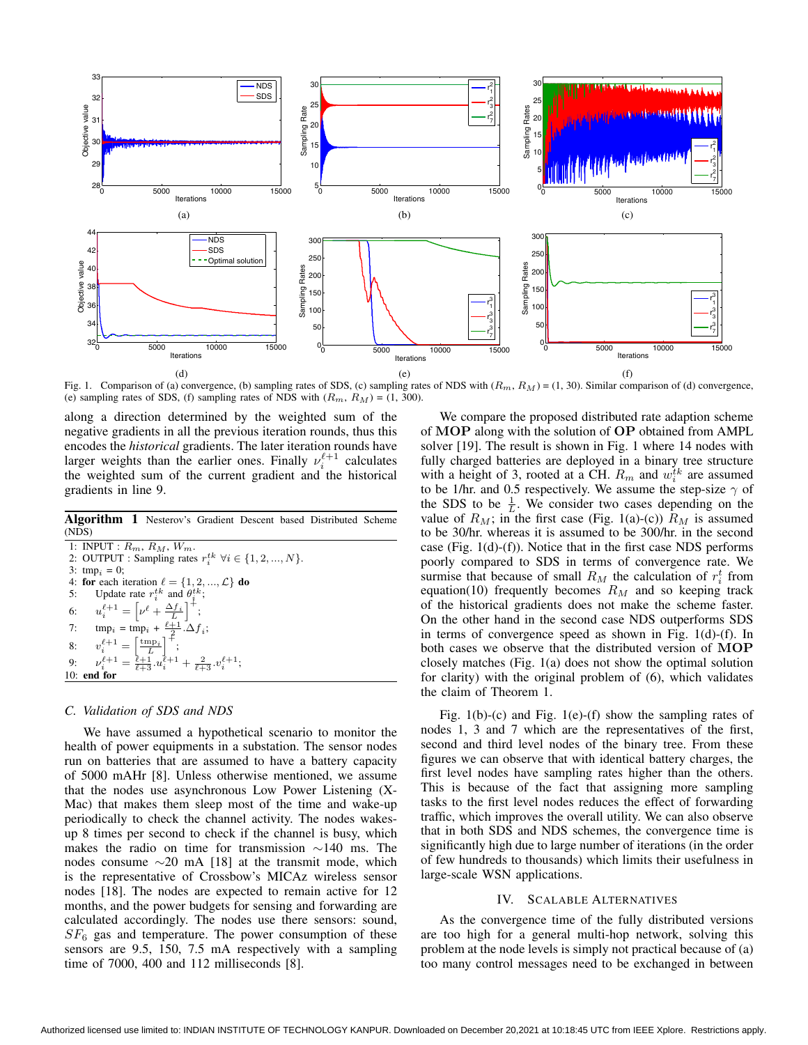Fig. 1. Comparison of (a) convergence, (b) sampling rates of SDS, (c) sampling rates of NDS with ($R_m$, $R_M$) = (1, 30). Similar comparison of (d) convergence, (e) sampling rates of SDS, (f) sampling rates of NDS with ($R_m$, $R_M$) = (1, 300).

along a direction determined by the weighted sum of the negative gradients in all the previous iteration rounds, thus this encodes the *historical* gradients. The later iteration rounds have larger weights than the earlier ones. Finally $\nu_i^{\ell+1}$ calculates the weighted sum of the current gradient and the historical gradients in line 9.

**Algorithm 1** Nesterov's Gradient Descent based Distributed Scheme (NDS)

1: INPUT : $R_m$, $R_M$, $W_m$.
2: OUTPUT : Sampling rates $r_i^{tk}$ $\forall i \in \{1, 2, ..., N\}$.
3: $\text{tmp}_i$ = 0;
4: **for** each iteration $\ell = \{1, 2, ..., \mathcal{L}\}$ **do**
5: Update rate $r_i^{tk}$ and $\theta_i^{tk}$;
6: $u_i^{\ell+1} = \left[\nu^{\ell} + \frac{\Delta f_i}{L}\right]^{+}$;
7: $\text{tmp}_i = \text{tmp}_i + \frac{\ell+1}{2}.\Delta f_i$;
8: $v_i^{\ell+1} = \left[\frac{\text{tmp}_i}{L}\right]^{+}$;
9: $\nu_i^{\ell+1} = \frac{\ell+1}{\ell+3}.u_i^{\ell+1} + \frac{2}{\ell+3}.v_i^{\ell+1}$;
10: **end for**

### C. Validation of SDS and NDS

We have assumed a hypothetical scenario to monitor the health of power equipments in a substation. The sensor nodes run on batteries that are assumed to have a battery capacity of 5000 mAHr [8]. Unless otherwise mentioned, we assume that the nodes use asynchronous Low Power Listening (X-Mac) that makes them sleep most of the time and wake-up periodically to check the channel activity. The nodes wakes-up 8 times per second to check if the channel is busy, which makes the radio on time for transmission ∼140 ms. The nodes consume ∼20 mA [18] at the transmit mode, which is the representative of Crossbow's MICAz wireless sensor nodes [18]. The nodes are expected to remain active for 12 months, and the power budgets for sensing and forwarding are calculated accordingly. The nodes use there sensors: sound, $SF_6$ gas and temperature. The power consumption of these sensors are 9.5, 150, 7.5 mA respectively with a sampling time of 7000, 400 and 112 milliseconds [8].

We compare the proposed distributed rate adaption scheme of **MOP** along with the solution of **OP** obtained from AMPL solver [19]. The result is shown in Fig. 1 where 14 nodes with fully charged batteries are deployed in a binary tree structure with a height of 3, rooted at a CH. $R_m$ and $w_i^{tk}$ are assumed to be 1/hr. and 0.5 respectively. We assume the step-size $\gamma$ of the SDS to be $\frac{1}{L}$. We consider two cases depending on the value of $R_M$; in the first case (Fig. 1(a)-(c)) $R_M$ is assumed to be 30/hr. whereas it is assumed to be 300/hr. in the second case (Fig. 1(d)-(f)). Notice that in the first case NDS performs poorly compared to SDS in terms of convergence rate. We surmise that because of small $R_M$ the calculation of $r_i^t$ from equation(10) frequently becomes $R_M$ and so keeping track of the historical gradients does not make the scheme faster. On the other hand in the second case NDS outperforms SDS in terms of convergence speed as shown in Fig. 1(d)-(f). In both cases we observe that the distributed version of **MOP** closely matches (Fig. 1(a) does not show the optimal solution for clarity) with the original problem of (6), which validates the claim of Theorem 1.

Fig. 1(b)-(c) and Fig. 1(e)-(f) show the sampling rates of nodes 1, 3 and 7 which are the representatives of the first, second and third level nodes of the binary tree. From these figures we can observe that with identical battery charges, the first level nodes have sampling rates higher than the others. This is because of the fact that assigning more sampling tasks to the first level nodes reduces the effect of forwarding traffic, which improves the overall utility. We can also observe that in both SDS and NDS schemes, the convergence time is significantly high due to large number of iterations (in the order of few hundreds to thousands) which limits their usefulness in large-scale WSN applications.

## IV. Scalable Alternatives

As the convergence time of the fully distributed versions are too high for a general multi-hop network, solving this problem at the node levels is simply not practical because of (a) too many control messages need to be exchanged in between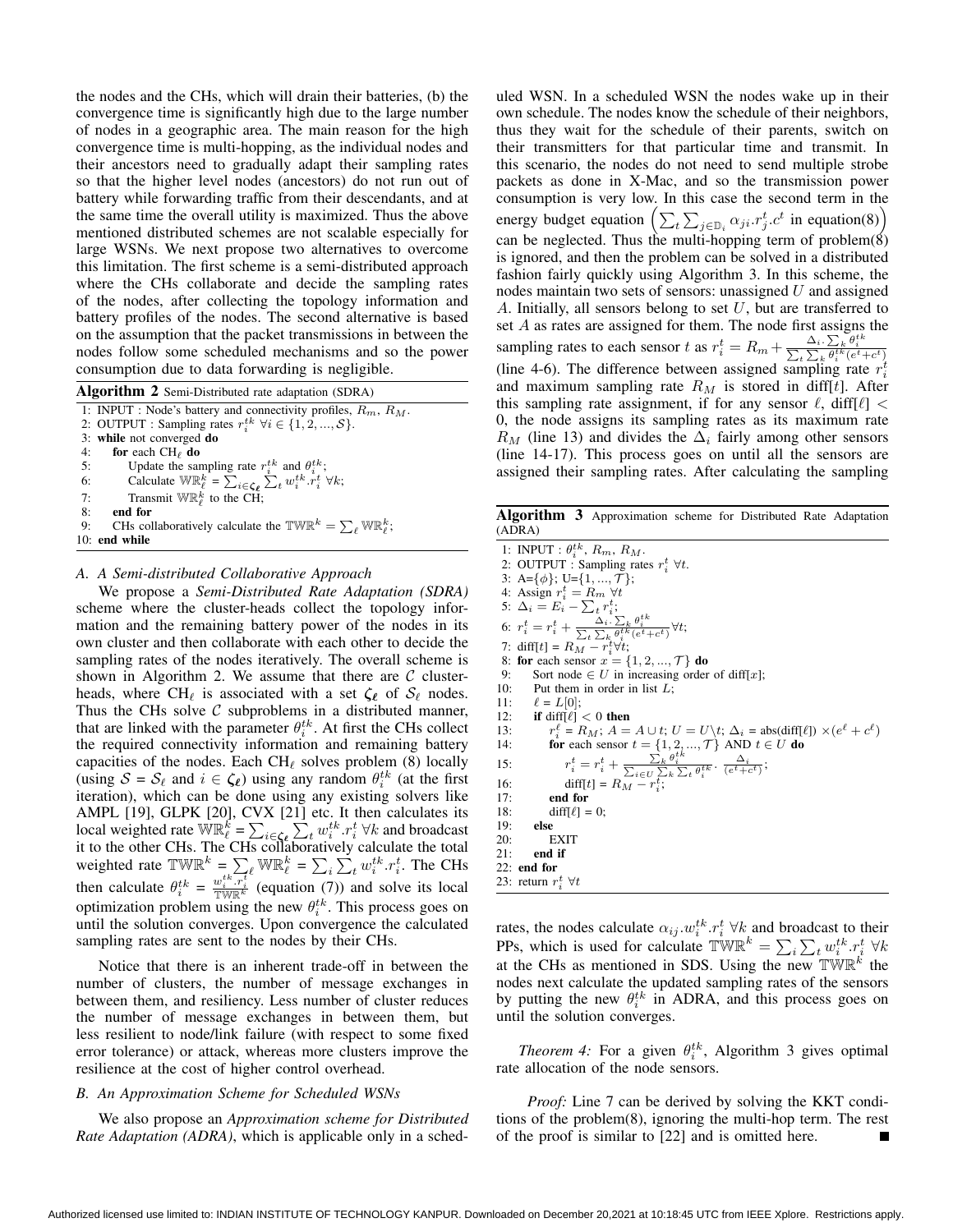the nodes and the CHs, which will drain their batteries, (b) the convergence time is significantly high due to the large number of nodes in a geographic area. The main reason for the high convergence time is multi-hopping, as the individual nodes and their ancestors need to gradually adapt their sampling rates so that the higher level nodes (ancestors) do not run out of battery while forwarding traffic from their descendants, and at the same time the overall utility is maximized. Thus the above mentioned distributed schemes are not scalable especially for large WSNs. We next propose two alternatives to overcome this limitation. The first scheme is a semi-distributed approach where the CHs collaborate and decide the sampling rates of the nodes, after collecting the topology information and battery profiles of the nodes. The second alternative is based on the assumption that the packet transmissions in between the nodes follow some scheduled mechanisms and so the power consumption due to data forwarding is negligible.

**Algorithm 2** Semi-Distributed rate adaptation (SDRA)

```
1: INPUT : Node's battery and connectivity profiles, R_m, R_M.
2: OUTPUT : Sampling rates r_i^{tk} ∀i ∈ {1, 2, ..., S}.
3: while not converged do
4:     for each CH_ℓ do
5:         Update the sampling rate r_i^{tk} and θ_i^{tk};
6:         Calculate WR_ℓ^k = Σ_{i∈ζ_ℓ} Σ_t w_i^{tk}.r_i^t ∀k;
7:         Transmit WR_ℓ^k to the CH;
8:     end for
9:     CHs collaboratively calculate the TWR^k = Σ_ℓ WR_ℓ^k;
10: end while
```

### A. A Semi-distributed Collaborative Approach

We propose a *Semi-Distributed Rate Adaptation (SDRA)* scheme where the cluster-heads collect the topology information and the remaining battery power of the nodes in its own cluster and then collaborate with each other to decide the sampling rates of the nodes iteratively. The overall scheme is shown in Algorithm 2. We assume that there are $\mathcal{C}$ cluster-heads, where $\text{CH}_\ell$ is associated with a set $\boldsymbol{\zeta_\ell}$ of $\mathcal{S}_\ell$ nodes. Thus the CHs solve $\mathcal{C}$ subproblems in a distributed manner, that are linked with the parameter $\theta_i^{tk}$. At first the CHs collect the required connectivity information and remaining battery capacities of the nodes. Each $\text{CH}_\ell$ solves problem (8) locally (using $\mathcal{S} = \mathcal{S}_\ell$ and $i \in \boldsymbol{\zeta_\ell}$) using any random $\theta_i^{tk}$ (at the first iteration), which can be done using any existing solvers like AMPL [19], GLPK [20], CVX [21] etc. It then calculates its local weighted rate $\mathbb{WR}_\ell^k = \sum_{i\in\boldsymbol{\zeta_\ell}}\sum_t w_i^{tk}.r_i^t \; \forall k$ and broadcast it to the other CHs. The CHs collaboratively calculate the total weighted rate $\mathbb{TWR}^k = \sum_\ell \mathbb{WR}_\ell^k = \sum_i \sum_t w_i^{tk}.r_i^t$. The CHs then calculate $\theta_i^{tk} = \frac{w_i^{tk}.r_i^t}{\mathbb{TWR}^k}$ (equation (7)) and solve its local optimization problem using the new $\theta_i^{tk}$. This process goes on until the solution converges. Upon convergence the calculated sampling rates are sent to the nodes by their CHs.

Notice that there is an inherent trade-off in between the number of clusters, the number of message exchanges in between them, and resiliency. Less number of cluster reduces the number of message exchanges in between them, but less resilient to node/link failure (with respect to some fixed error tolerance) or attack, whereas more clusters improve the resilience at the cost of higher control overhead.

### B. An Approximation Scheme for Scheduled WSNs

We also propose an *Approximation scheme for Distributed Rate Adaptation (ADRA)*, which is applicable only in a scheduled WSN. In a scheduled WSN the nodes wake up in their own schedule. The nodes know the schedule of their neighbors, thus they wait for the schedule of their parents, switch on their transmitters for that particular time and transmit. In this scenario, the nodes do not need to send multiple strobe packets as done in X-Mac, and so the transmission power consumption is very low. In this case the second term in the energy budget equation $\left(\sum_t \sum_{j\in\mathbb{D}_i} \alpha_{ji}.r_j^t.c^t \text{ in equation(8)}\right)$ can be neglected. Thus the multi-hopping term of problem(8) is ignored, and then the problem can be solved in a distributed fashion fairly quickly using Algorithm 3. In this scheme, the nodes maintain two sets of sensors: unassigned $U$ and assigned $A$. Initially, all sensors belong to set $U$, but are transferred to set $A$ as rates are assigned for them. The node first assigns the sampling rates to each sensor $t$ as $r_i^t = R_m + \frac{\Delta_i.\sum_k \theta_i^{tk}}{\sum_t \sum_k \theta_i^{tk}(e^t+c^t)}$ (line 4-6). The difference between assigned sampling rate $r_i^t$ and maximum sampling rate $R_M$ is stored in diff[$t$]. After this sampling rate assignment, if for any sensor $\ell$, diff[$\ell$] $<$ 0, the node assigns its sampling rates as its maximum rate $R_M$ (line 13) and divides the $\Delta_i$ fairly among other sensors (line 14-17). This process goes on until all the sensors are assigned their sampling rates. After calculating the sampling rates, the nodes calculate $\alpha_{ij}.w_i^{tk}.r_i^t \; \forall k$ and broadcast to their PPs, which is used for calculate $\mathbb{TWR}^k = \sum_i \sum_t w_i^{tk}.r_i^t \; \forall k$ at the CHs as mentioned in SDS. Using the new $\mathbb{TWR}^k$ the nodes next calculate the updated sampling rates of the sensors by putting the new $\theta_i^{tk}$ in ADRA, and this process goes on until the solution converges.

**Algorithm 3** Approximation scheme for Distributed Rate Adaptation (ADRA)

```
1: INPUT : θ_i^{tk}, R_m, R_M.
2: OUTPUT : Sampling rates r_i^t ∀t.
3: A={φ}; U={1, ..., T};
4: Assign r_i^t = R_m ∀t
5: Δ_i = E_i − Σ_t r_i^t;
6: r_i^t = r_i^t + (Δ_i.Σ_k θ_i^{tk}) / (Σ_t Σ_k θ_i^{tk}(e^t+c^t)) ∀t;
7: diff[t] = R_M − r_i^t ∀t;
8: for each sensor x = {1, 2, ..., T} do
9:     Sort node ∈ U in increasing order of diff[x];
10:    Put them in order in list L;
11:    ℓ = L[0];
12:    if diff[ℓ] < 0 then
13:        r_i^ℓ = R_M; A = A ∪ t; U = U\t; Δ_i = abs(diff[ℓ]) ×(e^ℓ + c^ℓ)
14:        for each sensor t = {1, 2, ..., T} AND t ∈ U do
15:            r_i^t = r_i^t + (Σ_k θ_i^{tk}) / (Σ_{i∈U} Σ_k Σ_t θ_i^{tk}) · Δ_i / (e^t+c^t);
16:            diff[t] = R_M − r_i^t;
17:        end for
18:        diff[ℓ] = 0;
19:    else
20:        EXIT
21:    end if
22: end for
23: return r_i^t ∀t
```

*Theorem 4:* For a given $\theta_i^{tk}$, Algorithm 3 gives optimal rate allocation of the node sensors.

*Proof:* Line 7 can be derived by solving the KKT conditions of the problem(8), ignoring the multi-hop term. The rest of the proof is similar to [22] and is omitted here. ∎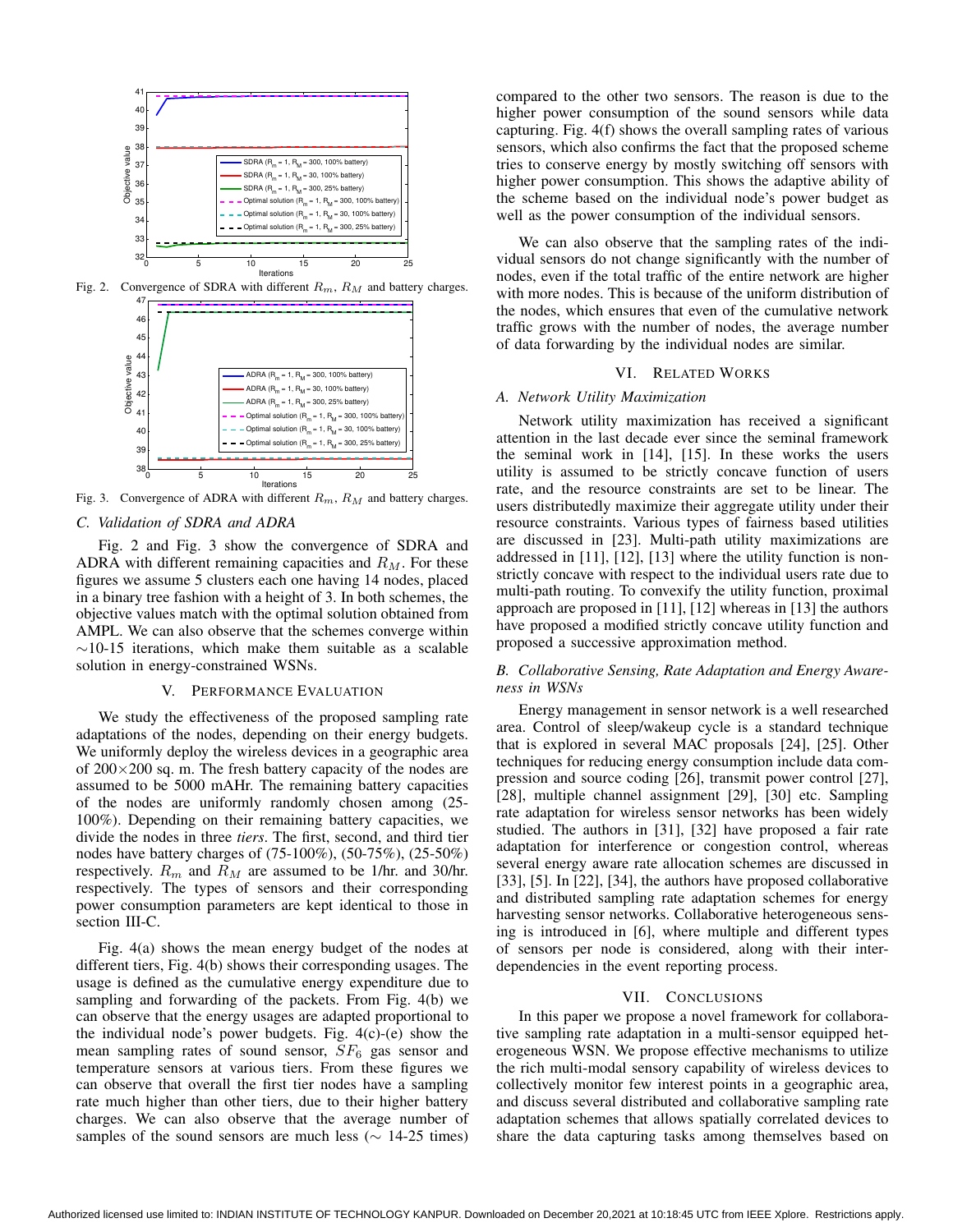Fig. 2. Convergence of SDRA with different $R_m$, $R_M$ and battery charges.

Fig. 3. Convergence of ADRA with different $R_m$, $R_M$ and battery charges.

### C. Validation of SDRA and ADRA

Fig. 2 and Fig. 3 show the convergence of SDRA and ADRA with different remaining capacities and $R_M$. For these figures we assume 5 clusters each one having 14 nodes, placed in a binary tree fashion with a height of 3. In both schemes, the objective values match with the optimal solution obtained from AMPL. We can also observe that the schemes converge within ∼10-15 iterations, which make them suitable as a scalable solution in energy-constrained WSNs.

## V. Performance Evaluation

We study the effectiveness of the proposed sampling rate adaptations of the nodes, depending on their energy budgets. We uniformly deploy the wireless devices in a geographic area of 200×200 sq. m. The fresh battery capacity of the nodes are assumed to be 5000 mAHr. The remaining battery capacities of the nodes are uniformly randomly chosen among (25-100%). Depending on their remaining battery capacities, we divide the nodes in three *tiers*. The first, second, and third tier nodes have battery charges of (75-100%), (50-75%), (25-50%) respectively. $R_m$ and $R_M$ are assumed to be 1/hr. and 30/hr. respectively. The types of sensors and their corresponding power consumption parameters are kept identical to those in section III-C.

Fig. 4(a) shows the mean energy budget of the nodes at different tiers, Fig. 4(b) shows their corresponding usages. The usage is defined as the cumulative energy expenditure due to sampling and forwarding of the packets. From Fig. 4(b) we can observe that the energy usages are adapted proportional to the individual node's power budgets. Fig. 4(c)-(e) show the mean sampling rates of sound sensor, $SF_6$ gas sensor and temperature sensors at various tiers. From these figures we can observe that overall the first tier nodes have a sampling rate much higher than other tiers, due to their higher battery charges. We can also observe that the average number of samples of the sound sensors are much less (∼ 14-25 times) compared to the other two sensors. The reason is due to the higher power consumption of the sound sensors while data capturing. Fig. 4(f) shows the overall sampling rates of various sensors, which also confirms the fact that the proposed scheme tries to conserve energy by mostly switching off sensors with higher power consumption. This shows the adaptive ability of the scheme based on the individual node's power budget as well as the power consumption of the individual sensors.

We can also observe that the sampling rates of the individual sensors do not change significantly with the number of nodes, even if the total traffic of the entire network are higher with more nodes. This is because of the uniform distribution of the nodes, which ensures that even of the cumulative network traffic grows with the number of nodes, the average number of data forwarding by the individual nodes are similar.

## VI. Related Works

### A. Network Utility Maximization

Network utility maximization has received a significant attention in the last decade ever since the seminal framework the seminal work in [14], [15]. In these works the users utility is assumed to be strictly concave function of users rate, and the resource constraints are set to be linear. The users distributedly maximize their aggregate utility under their resource constraints. Various types of fairness based utilities are discussed in [23]. Multi-path utility maximizations are addressed in [11], [12], [13] where the utility function is non-strictly concave with respect to the individual users rate due to multi-path routing. To convexify the utility function, proximal approach are proposed in [11], [12] whereas in [13] the authors have proposed a modified strictly concave utility function and proposed a successive approximation method.

### B. Collaborative Sensing, Rate Adaptation and Energy Awareness in WSNs

Energy management in sensor network is a well researched area. Control of sleep/wakeup cycle is a standard technique that is explored in several MAC proposals [24], [25]. Other techniques for reducing energy consumption include data compression and source coding [26], transmit power control [27], [28], multiple channel assignment [29], [30] etc. Sampling rate adaptation for wireless sensor networks has been widely studied. The authors in [31], [32] have proposed a fair rate adaptation for interference or congestion control, whereas several energy aware rate allocation schemes are discussed in [33], [5]. In [22], [34], the authors have proposed collaborative and distributed sampling rate adaptation schemes for energy harvesting sensor networks. Collaborative heterogeneous sensing is introduced in [6], where multiple and different types of sensors per node is considered, along with their interdependencies in the event reporting process.

## VII. Conclusions

In this paper we propose a novel framework for collaborative sampling rate adaptation in a multi-sensor equipped heterogeneous WSN. We propose effective mechanisms to utilize the rich multi-modal sensory capability of wireless devices to collectively monitor few interest points in a geographic area, and discuss several distributed and collaborative sampling rate adaptation schemes that allows spatially correlated devices to share the data capturing tasks among themselves based on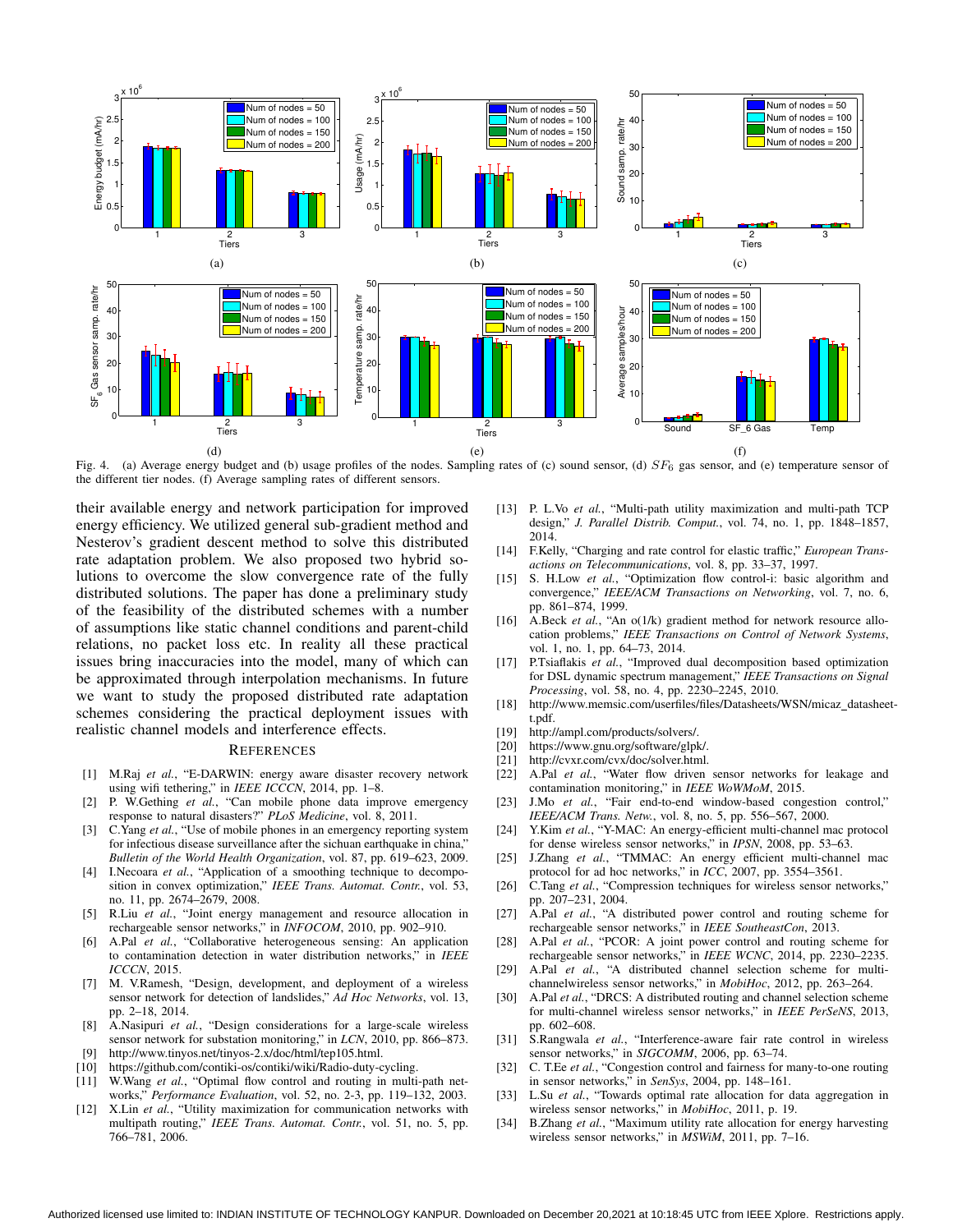(a)

x 10^6
3
2.5
2
1.5
1
0.5
0
Energy budget (mA/hr)
Num of nodes = 50
Num of nodes = 100
Num of nodes = 150
Num of nodes = 200
1 2 3
Tiers

(b)

x 10^6
3
2.5
2
1.5
1
0.5
0
Usage (mA/hr)
Num of nodes = 50
Num of nodes = 100
Num of nodes = 150
Num of nodes = 200
1 2 3
Tiers

(c)

50
40
30
20
10
0
Sound samp. rate/hr
Num of nodes = 50
Num of nodes = 100
Num of nodes = 150
Num of nodes = 200
1 2 3
Tiers

(d)

50
40
30
20
10
0
$SF_6$ Gas sensor samp. rate/hr
Num of nodes = 50
Num of nodes = 100
Num of nodes = 150
Num of nodes = 200
1 2 3
Tiers

(e)

50
40
30
20
10
0
Temperature samp. rate/hr
Num of nodes = 50
Num of nodes = 100
Num of nodes = 150
Num of nodes = 200
1 2 3
Tiers

(f)

50
40
30
20
10
0
Average samples/hour
Num of nodes = 50
Num of nodes = 100
Num of nodes = 150
Num of nodes = 200
Sound SF_6 Gas Temp

Fig. 4. (a) Average energy budget and (b) usage profiles of the nodes. Sampling rates of (c) sound sensor, (d) $SF_6$ gas sensor, and (e) temperature sensor of the different tier nodes. (f) Average sampling rates of different sensors.

their available energy and network participation for improved energy efficiency. We utilized general sub-gradient method and Nesterov's gradient descent method to solve this distributed rate adaptation problem. We also proposed two hybrid solutions to overcome the slow convergence rate of the fully distributed solutions. The paper has done a preliminary study of the feasibility of the distributed schemes with a number of assumptions like static channel conditions and parent-child relations, no packet loss etc. In reality all these practical issues bring inaccuracies into the model, many of which can be approximated through interpolation mechanisms. In future we want to study the proposed distributed rate adaptation schemes considering the practical deployment issues with realistic channel models and interference effects.

## References

[1] M.Raj *et al.*, "E-DARWIN: energy aware disaster recovery network using wifi tethering," in *IEEE ICCCN*, 2014, pp. 1–8.

[2] P. W.Gething *et al.*, "Can mobile phone data improve emergency response to natural disasters?" *PLoS Medicine*, vol. 8, 2011.

[3] C.Yang *et al.*, "Use of mobile phones in an emergency reporting system for infectious disease surveillance after the sichuan earthquake in china," *Bulletin of the World Health Organization*, vol. 87, pp. 619–623, 2009.

[4] I.Necoara *et al.*, "Application of a smoothing technique to decomposition in convex optimization," *IEEE Trans. Automat. Contr.*, vol. 53, no. 11, pp. 2674–2679, 2008.

[5] R.Liu *et al.*, "Joint energy management and resource allocation in rechargeable sensor networks," in *INFOCOM*, 2010, pp. 902–910.

[6] A.Pal *et al.*, "Collaborative heterogeneous sensing: An application to contamination detection in water distribution networks," in *IEEE ICCCN*, 2015.

[7] M. V.Ramesh, "Design, development, and deployment of a wireless sensor network for detection of landslides," *Ad Hoc Networks*, vol. 13, pp. 2–18, 2014.

[8] A.Nasipuri *et al.*, "Design considerations for a large-scale wireless sensor network for substation monitoring," in *LCN*, 2010, pp. 866–873.

[9] http://www.tinyos.net/tinyos-2.x/doc/html/tep105.html.

[10] https://github.com/contiki-os/contiki/wiki/Radio-duty-cycling.

[11] W.Wang *et al.*, "Optimal flow control and routing in multi-path networks," *Performance Evaluation*, vol. 52, no. 2-3, pp. 119–132, 2003.

[12] X.Lin *et al.*, "Utility maximization for communication networks with multipath routing," *IEEE Trans. Automat. Contr.*, vol. 51, no. 5, pp. 766–781, 2006.

[13] P. L.Vo *et al.*, "Multi-path utility maximization and multi-path TCP design," *J. Parallel Distrib. Comput.*, vol. 74, no. 1, pp. 1848–1857, 2014.

[14] F.Kelly, "Charging and rate control for elastic traffic," *European Transactions on Telecommunications*, vol. 8, pp. 33–37, 1997.

[15] S. H.Low *et al.*, "Optimization flow control-i: basic algorithm and convergence," *IEEE/ACM Transactions on Networking*, vol. 7, no. 6, pp. 861–874, 1999.

[16] A.Beck *et al.*, "An o(1/k) gradient method for network resource allocation problems," *IEEE Transactions on Control of Network Systems*, vol. 1, no. 1, pp. 64–73, 2014.

[17] P.Tsiaflakis *et al.*, "Improved dual decomposition based optimization for DSL dynamic spectrum management," *IEEE Transactions on Signal Processing*, vol. 58, no. 4, pp. 2230–2245, 2010.

[18] http://www.memsic.com/userfiles/files/Datasheets/WSN/micaz_datasheet-t.pdf.

[19] http://ampl.com/products/solvers/.

[20] https://www.gnu.org/software/glpk/.

[21] http://cvxr.com/cvx/doc/solver.html.

[22] A.Pal *et al.*, "Water flow driven sensor networks for leakage and contamination monitoring," in *IEEE WoWMoM*, 2015.

[23] J.Mo *et al.*, "Fair end-to-end window-based congestion control," *IEEE/ACM Trans. Netw.*, vol. 8, no. 5, pp. 556–567, 2000.

[24] Y.Kim *et al.*, "Y-MAC: An energy-efficient multi-channel mac protocol for dense wireless sensor networks," in *IPSN*, 2008, pp. 53–63.

[25] J.Zhang *et al.*, "TMMAC: An energy efficient multi-channel mac protocol for ad hoc networks," in *ICC*, 2007, pp. 3554–3561.

[26] C.Tang *et al.*, "Compression techniques for wireless sensor networks," pp. 207–231, 2004.

[27] A.Pal *et al.*, "A distributed power control and routing scheme for rechargeable sensor networks," in *IEEE SoutheastCon*, 2013.

[28] A.Pal *et al.*, "PCOR: A joint power control and routing scheme for rechargeable sensor networks," in *IEEE WCNC*, 2014, pp. 2230–2235.

[29] A.Pal *et al.*, "A distributed channel selection scheme for multi-channelwireless sensor networks," in *MobiHoc*, 2012, pp. 263–264.

[30] A.Pal *et al.*, "DRCS: A distributed routing and channel selection scheme for multi-channel wireless sensor networks," in *IEEE PerSeNS*, 2013, pp. 602–608.

[31] S.Rangwala *et al.*, "Interference-aware fair rate control in wireless sensor networks," in *SIGCOMM*, 2006, pp. 63–74.

[32] C. T.Ee *et al.*, "Congestion control and fairness for many-to-one routing in sensor networks," in *SenSys*, 2004, pp. 148–161.

[33] L.Su *et al.*, "Towards optimal rate allocation for data aggregation in wireless sensor networks," in *MobiHoc*, 2011, p. 19.

[34] B.Zhang *et al.*, "Maximum utility rate allocation for energy harvesting wireless sensor networks," in *MSWiM*, 2011, pp. 7–16.